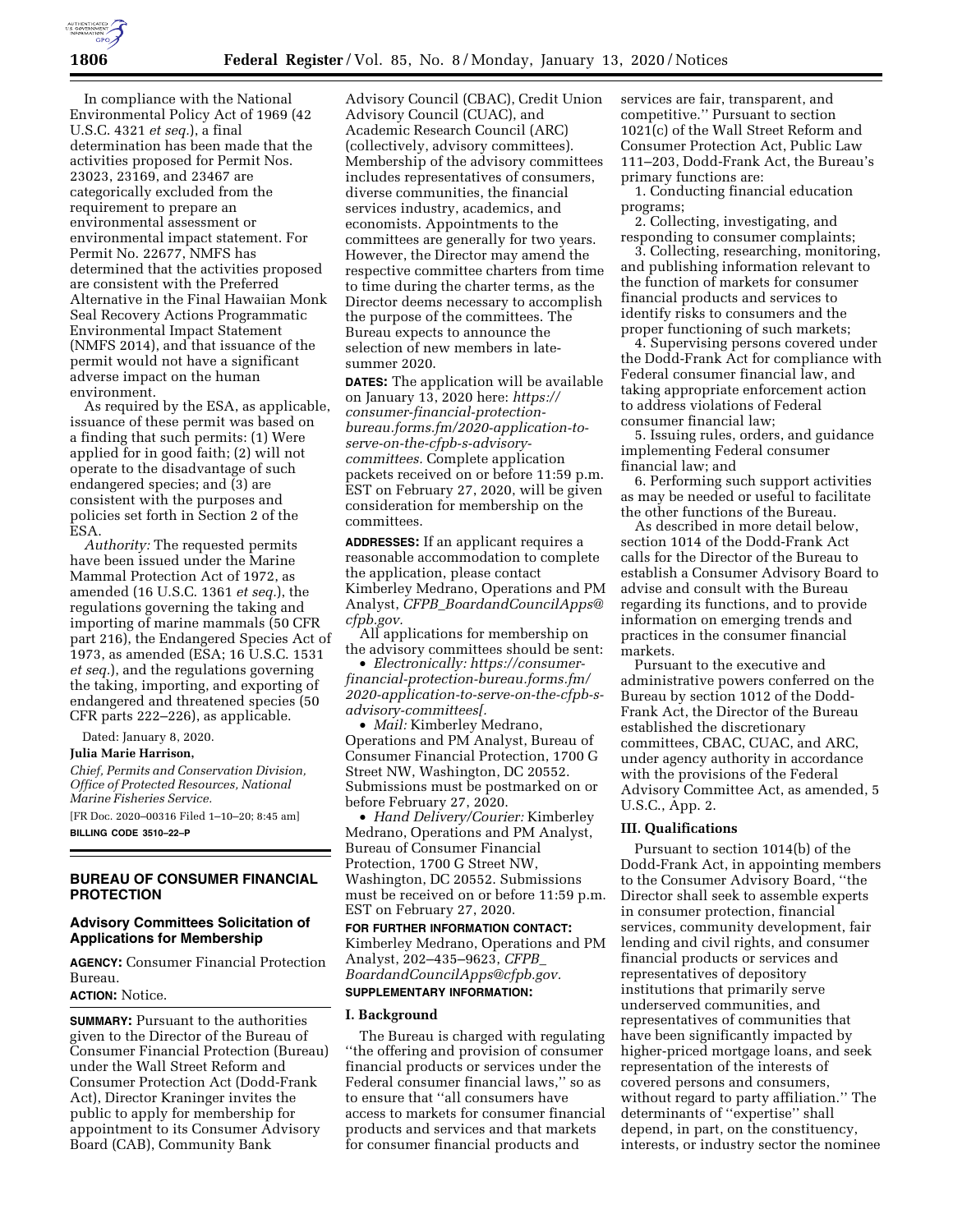In compliance with the National Environmental Policy Act of 1969 (42 U.S.C. 4321 *et seq.*), a final determination has been made that the activities proposed for Permit Nos. 23023, 23169, and 23467 are categorically excluded from the requirement to prepare an environmental assessment or environmental impact statement. For Permit No. 22677, NMFS has determined that the activities proposed are consistent with the Preferred Alternative in the Final Hawaiian Monk Seal Recovery Actions Programmatic Environmental Impact Statement (NMFS 2014), and that issuance of the permit would not have a significant adverse impact on the human environment.

As required by the ESA, as applicable, issuance of these permit was based on a finding that such permits: (1) Were applied for in good faith; (2) will not operate to the disadvantage of such endangered species; and (3) are consistent with the purposes and policies set forth in Section 2 of the ESA.

*Authority:* The requested permits have been issued under the Marine Mammal Protection Act of 1972, as amended (16 U.S.C. 1361 *et seq.*), the regulations governing the taking and importing of marine mammals (50 CFR part 216), the Endangered Species Act of 1973, as amended (ESA; 16 U.S.C. 1531 *et seq.*), and the regulations governing the taking, importing, and exporting of endangered and threatened species (50 CFR parts 222–226), as applicable.

Dated: January 8, 2020.

**Julia Marie Harrison,**

*Chief, Permits and Conservation Division, Office of Protected Resources, National Marine Fisheries Service.*

[FR Doc. 2020–00316 Filed 1–10–20; 8:45 am]

**BILLING CODE 3510–22–P**

---

## BUREAU OF CONSUMER FINANCIAL PROTECTION

### Advisory Committees Solicitation of Applications for Membership

**AGENCY:** Consumer Financial Protection Bureau.

**ACTION:** Notice.

**SUMMARY:** Pursuant to the authorities given to the Director of the Bureau of Consumer Financial Protection (Bureau) under the Wall Street Reform and Consumer Protection Act (Dodd-Frank Act), Director Kraninger invites the public to apply for membership for appointment to its Consumer Advisory Board (CAB), Community Bank Advisory Council (CBAC), Credit Union Advisory Council (CUAC), and Academic Research Council (ARC) (collectively, advisory committees). Membership of the advisory committees includes representatives of consumers, diverse communities, the financial services industry, academics, and economists. Appointments to the committees are generally for two years. However, the Director may amend the respective committee charters from time to time during the charter terms, as the Director deems necessary to accomplish the purpose of the committees. The Bureau expects to announce the selection of new members in late-summer 2020.

**DATES:** The application will be available on January 13, 2020 here: *https://consumer-financial-protection-bureau.forms.fm/2020-application-to-serve-on-the-cfpb-s-advisory-committees.* Complete application packets received on or before 11:59 p.m. EST on February 27, 2020, will be given consideration for membership on the committees.

**ADDRESSES:** If an applicant requires a reasonable accommodation to complete the application, please contact Kimberley Medrano, Operations and PM Analyst, *CFPB_BoardandCouncilApps@cfpb.gov.*

All applications for membership on the advisory committees should be sent:

- *Electronically: https://consumer-financial-protection-bureau.forms.fm/2020-application-to-serve-on-the-cfpb-s-advisory-committees/.*
- *Mail:* Kimberley Medrano, Operations and PM Analyst, Bureau of Consumer Financial Protection, 1700 G Street NW, Washington, DC 20552. Submissions must be postmarked on or before February 27, 2020.
- *Hand Delivery/Courier:* Kimberley Medrano, Operations and PM Analyst, Bureau of Consumer Financial Protection, 1700 G Street NW, Washington, DC 20552. Submissions must be received on or before 11:59 p.m. EST on February 27, 2020.

**FOR FURTHER INFORMATION CONTACT:** Kimberley Medrano, Operations and PM Analyst, 202–435–9623, *CFPB_BoardandCouncilApps@cfpb.gov.*

**SUPPLEMENTARY INFORMATION:**

#### I. Background

The Bureau is charged with regulating "the offering and provision of consumer financial products or services under the Federal consumer financial laws," so as to ensure that "all consumers have access to markets for consumer financial products and services and that markets for consumer financial products and services are fair, transparent, and competitive." Pursuant to section 1021(c) of the Wall Street Reform and Consumer Protection Act, Public Law 111–203, Dodd-Frank Act, the Bureau's primary functions are:

1. Conducting financial education programs;
2. Collecting, investigating, and responding to consumer complaints;
3. Collecting, researching, monitoring, and publishing information relevant to the function of markets for consumer financial products and services to identify risks to consumers and the proper functioning of such markets;
4. Supervising persons covered under the Dodd-Frank Act for compliance with Federal consumer financial law, and taking appropriate enforcement action to address violations of Federal consumer financial law;
5. Issuing rules, orders, and guidance implementing Federal consumer financial law; and
6. Performing such support activities as may be needed or useful to facilitate the other functions of the Bureau.

As described in more detail below, section 1014 of the Dodd-Frank Act calls for the Director of the Bureau to establish a Consumer Advisory Board to advise and consult with the Bureau regarding its functions, and to provide information on emerging trends and practices in the consumer financial markets.

Pursuant to the executive and administrative powers conferred on the Bureau by section 1012 of the Dodd-Frank Act, the Director of the Bureau established the discretionary committees, CBAC, CUAC, and ARC, under agency authority in accordance with the provisions of the Federal Advisory Committee Act, as amended, 5 U.S.C., App. 2.

#### III. Qualifications

Pursuant to section 1014(b) of the Dodd-Frank Act, in appointing members to the Consumer Advisory Board, "the Director shall seek to assemble experts in consumer protection, financial services, community development, fair lending and civil rights, and consumer financial products or services and representatives of depository institutions that primarily serve underserved communities, and representatives of communities that have been significantly impacted by higher-priced mortgage loans, and seek representation of the interests of covered persons and consumers, without regard to party affiliation." The determinants of "expertise" shall depend, in part, on the constituency, interests, or industry sector the nominee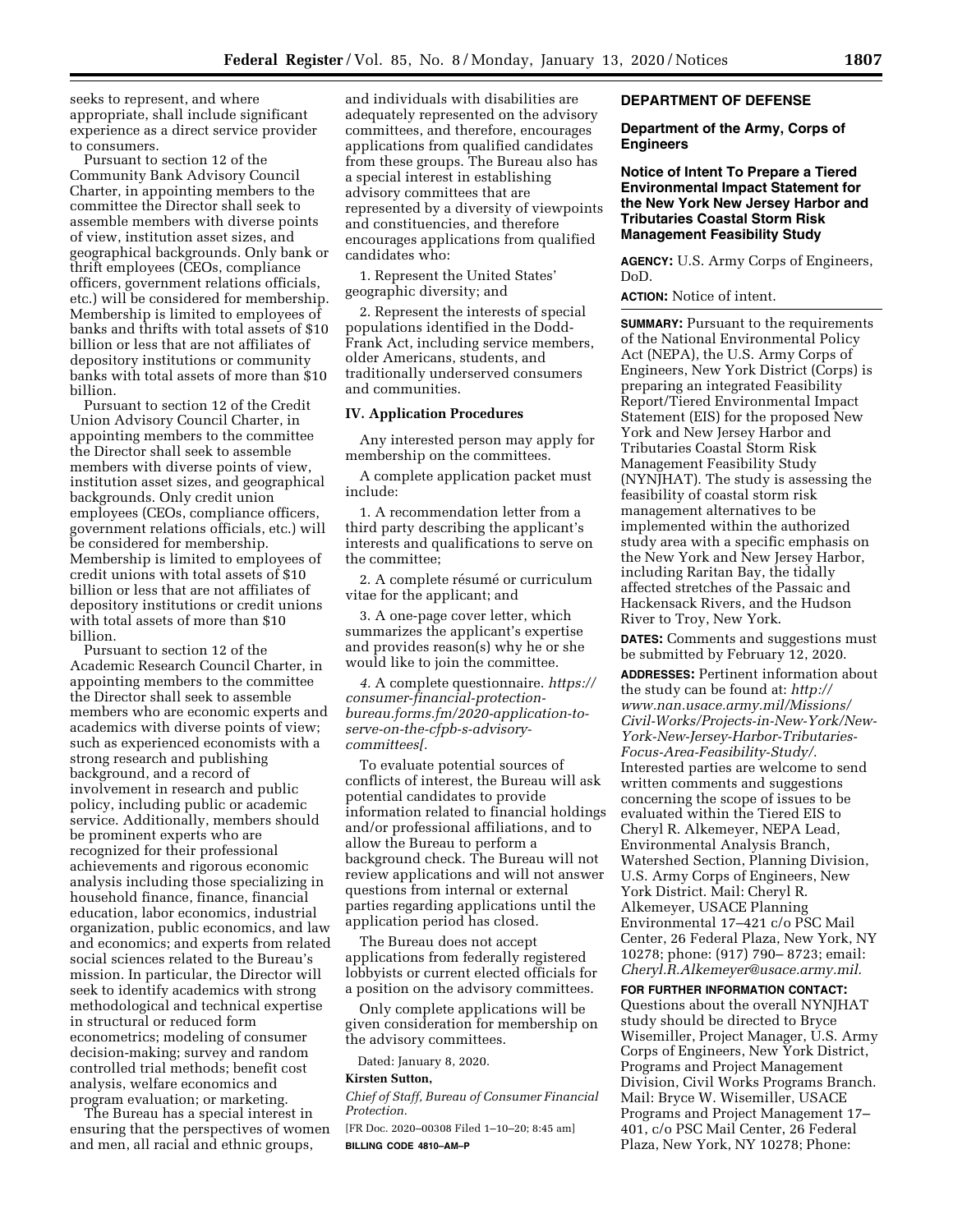seeks to represent, and where appropriate, shall include significant experience as a direct service provider to consumers.

Pursuant to section 12 of the Community Bank Advisory Council Charter, in appointing members to the committee the Director shall seek to assemble members with diverse points of view, institution asset sizes, and geographical backgrounds. Only bank or thrift employees (CEOs, compliance officers, government relations officials, etc.) will be considered for membership. Membership is limited to employees of banks and thrifts with total assets of $10 billion or less that are not affiliates of depository institutions or community banks with total assets of more than $10 billion.

Pursuant to section 12 of the Credit Union Advisory Council Charter, in appointing members to the committee the Director shall seek to assemble members with diverse points of view, institution asset sizes, and geographical backgrounds. Only credit union employees (CEOs, compliance officers, government relations officials, etc.) will be considered for membership. Membership is limited to employees of credit unions with total assets of $10 billion or less that are not affiliates of depository institutions or credit unions with total assets of more than $10 billion.

Pursuant to section 12 of the Academic Research Council Charter, in appointing members to the committee the Director shall seek to assemble members who are economic experts and academics with diverse points of view; such as experienced economists with a strong research and publishing background, and a record of involvement in research and public policy, including public or academic service. Additionally, members should be prominent experts who are recognized for their professional achievements and rigorous economic analysis including those specializing in household finance, finance, financial education, labor economics, industrial organization, public economics, and law and economics; and experts from related social sciences related to the Bureau's mission. In particular, the Director will seek to identify academics with strong methodological and technical expertise in structural or reduced form econometrics; modeling of consumer decision-making; survey and random controlled trial methods; benefit cost analysis, welfare economics and program evaluation; or marketing.

The Bureau has a special interest in ensuring that the perspectives of women and men, all racial and ethnic groups, and individuals with disabilities are adequately represented on the advisory committees, and therefore, encourages applications from qualified candidates from these groups. The Bureau also has a special interest in establishing advisory committees that are represented by a diversity of viewpoints and constituencies, and therefore encourages applications from qualified candidates who:

1. Represent the United States' geographic diversity; and

2. Represent the interests of special populations identified in the Dodd-Frank Act, including service members, older Americans, students, and traditionally underserved consumers and communities.

## IV. Application Procedures

Any interested person may apply for membership on the committees.

A complete application packet must include:

1. A recommendation letter from a third party describing the applicant's interests and qualifications to serve on the committee;

2. A complete résumé or curriculum vitae for the applicant; and

3. A one-page cover letter, which summarizes the applicant's expertise and provides reason(s) why he or she would like to join the committee.

*4.* A complete questionnaire. *https://consumer-financial-protection-bureau.forms.fm/2020-application-to-serve-on-the-cfpb-s-advisory-committees[.*

To evaluate potential sources of conflicts of interest, the Bureau will ask potential candidates to provide information related to financial holdings and/or professional affiliations, and to allow the Bureau to perform a background check. The Bureau will not review applications and will not answer questions from internal or external parties regarding applications until the application period has closed.

The Bureau does not accept applications from federally registered lobbyists or current elected officials for a position on the advisory committees.

Only complete applications will be given consideration for membership on the advisory committees.

Dated: January 8, 2020.

**Kirsten Sutton,**

*Chief of Staff, Bureau of Consumer Financial Protection.*

[FR Doc. 2020–00308 Filed 1–10–20; 8:45 am]

**BILLING CODE 4810–AM–P**

## DEPARTMENT OF DEFENSE

### Department of the Army, Corps of Engineers

### Notice of Intent To Prepare a Tiered Environmental Impact Statement for the New York New Jersey Harbor and Tributaries Coastal Storm Risk Management Feasibility Study

**AGENCY:** U.S. Army Corps of Engineers, DoD.

**ACTION:** Notice of intent.

**SUMMARY:** Pursuant to the requirements of the National Environmental Policy Act (NEPA), the U.S. Army Corps of Engineers, New York District (Corps) is preparing an integrated Feasibility Report/Tiered Environmental Impact Statement (EIS) for the proposed New York and New Jersey Harbor and Tributaries Coastal Storm Risk Management Feasibility Study (NYNJHAT). The study is assessing the feasibility of coastal storm risk management alternatives to be implemented within the authorized study area with a specific emphasis on the New York and New Jersey Harbor, including Raritan Bay, the tidally affected stretches of the Passaic and Hackensack Rivers, and the Hudson River to Troy, New York.

**DATES:** Comments and suggestions must be submitted by February 12, 2020.

**ADDRESSES:** Pertinent information about the study can be found at: *http://www.nan.usace.army.mil/Missions/Civil-Works/Projects-in-New-York/New-York-New-Jersey-Harbor-Tributaries-Focus-Area-Feasibility-Study/.* Interested parties are welcome to send written comments and suggestions concerning the scope of issues to be evaluated within the Tiered EIS to Cheryl R. Alkemeyer, NEPA Lead, Environmental Analysis Branch, Watershed Section, Planning Division, U.S. Army Corps of Engineers, New York District. Mail: Cheryl R. Alkemeyer, USACE Planning Environmental 17–421 c/o PSC Mail Center, 26 Federal Plaza, New York, NY 10278; phone: (917) 790– 8723; email: *Cheryl.R.Alkemeyer@usace.army.mil.*

**FOR FURTHER INFORMATION CONTACT:** Questions about the overall NYNJHAT study should be directed to Bryce Wisemiller, Project Manager, U.S. Army Corps of Engineers, New York District, Programs and Project Management Division, Civil Works Programs Branch. Mail: Bryce W. Wisemiller, USACE Programs and Project Management 17–401, c/o PSC Mail Center, 26 Federal Plaza, New York, NY 10278; Phone: